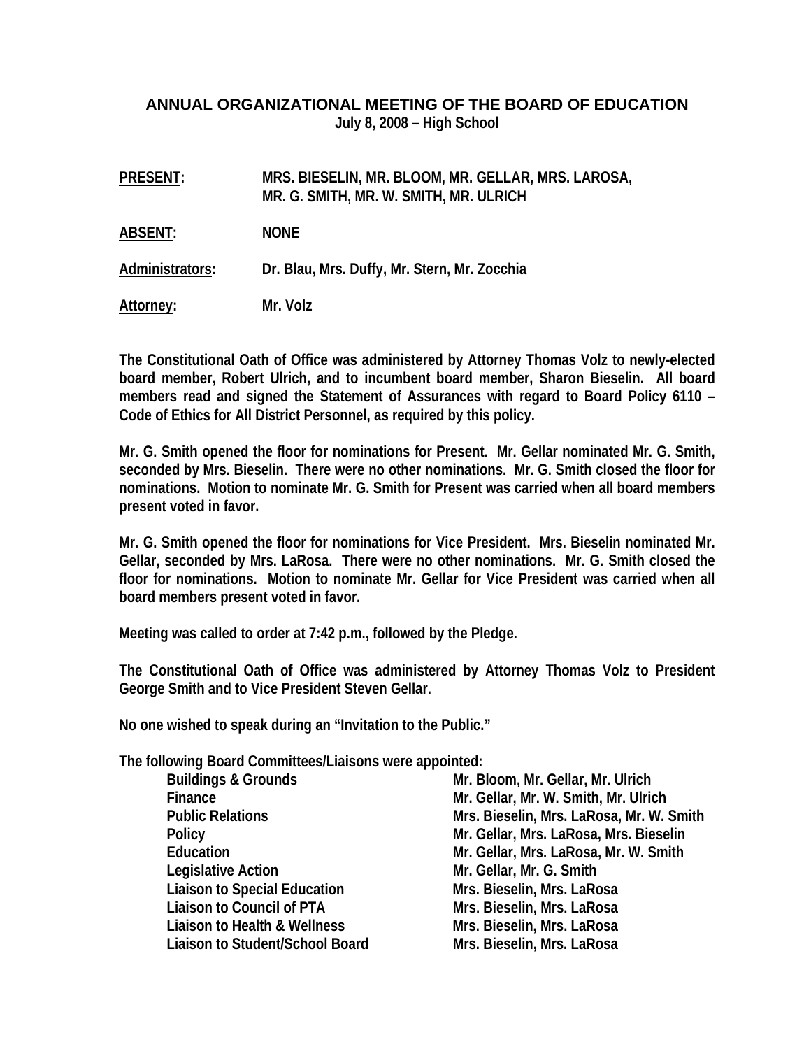# ANNUAL ORGANIZATIONAL MEETING OF THE BOARD OF EDUCATION

**July 8, 2008 – High School**

**PRESENT:** MRS. BIESELIN, MR. BLOOM, MR. GELLAR, MRS. LAROSA, MR. G. SMITH, MR. W. SMITH, MR. ULRICH

**ABSENT:** NONE

**Administrators:** Dr. Blau, Mrs. Duffy, Mr. Stern, Mr. Zocchia

**Attorney:** Mr. Volz

The Constitutional Oath of Office was administered by Attorney Thomas Volz to newly-elected board member, Robert Ulrich, and to incumbent board member, Sharon Bieselin. All board members read and signed the Statement of Assurances with regard to Board Policy 6110 – Code of Ethics for All District Personnel, as required by this policy.

Mr. G. Smith opened the floor for nominations for Present. Mr. Gellar nominated Mr. G. Smith, seconded by Mrs. Bieselin. There were no other nominations. Mr. G. Smith closed the floor for nominations. Motion to nominate Mr. G. Smith for Present was carried when all board members present voted in favor.

Mr. G. Smith opened the floor for nominations for Vice President. Mrs. Bieselin nominated Mr. Gellar, seconded by Mrs. LaRosa. There were no other nominations. Mr. G. Smith closed the floor for nominations. Motion to nominate Mr. Gellar for Vice President was carried when all board members present voted in favor.

Meeting was called to order at 7:42 p.m., followed by the Pledge.

The Constitutional Oath of Office was administered by Attorney Thomas Volz to President George Smith and to Vice President Steven Gellar.

No one wished to speak during an "Invitation to the Public."

The following Board Committees/Liaisons were appointed:

| | |
|---|---|
| Buildings & Grounds | Mr. Bloom, Mr. Gellar, Mr. Ulrich |
| Finance | Mr. Gellar, Mr. W. Smith, Mr. Ulrich |
| Public Relations | Mrs. Bieselin, Mrs. LaRosa, Mr. W. Smith |
| Policy | Mr. Gellar, Mrs. LaRosa, Mrs. Bieselin |
| Education | Mr. Gellar, Mrs. LaRosa, Mr. W. Smith |
| Legislative Action | Mr. Gellar, Mr. G. Smith |
| Liaison to Special Education | Mrs. Bieselin, Mrs. LaRosa |
| Liaison to Council of PTA | Mrs. Bieselin, Mrs. LaRosa |
| Liaison to Health & Wellness | Mrs. Bieselin, Mrs. LaRosa |
| Liaison to Student/School Board | Mrs. Bieselin, Mrs. LaRosa |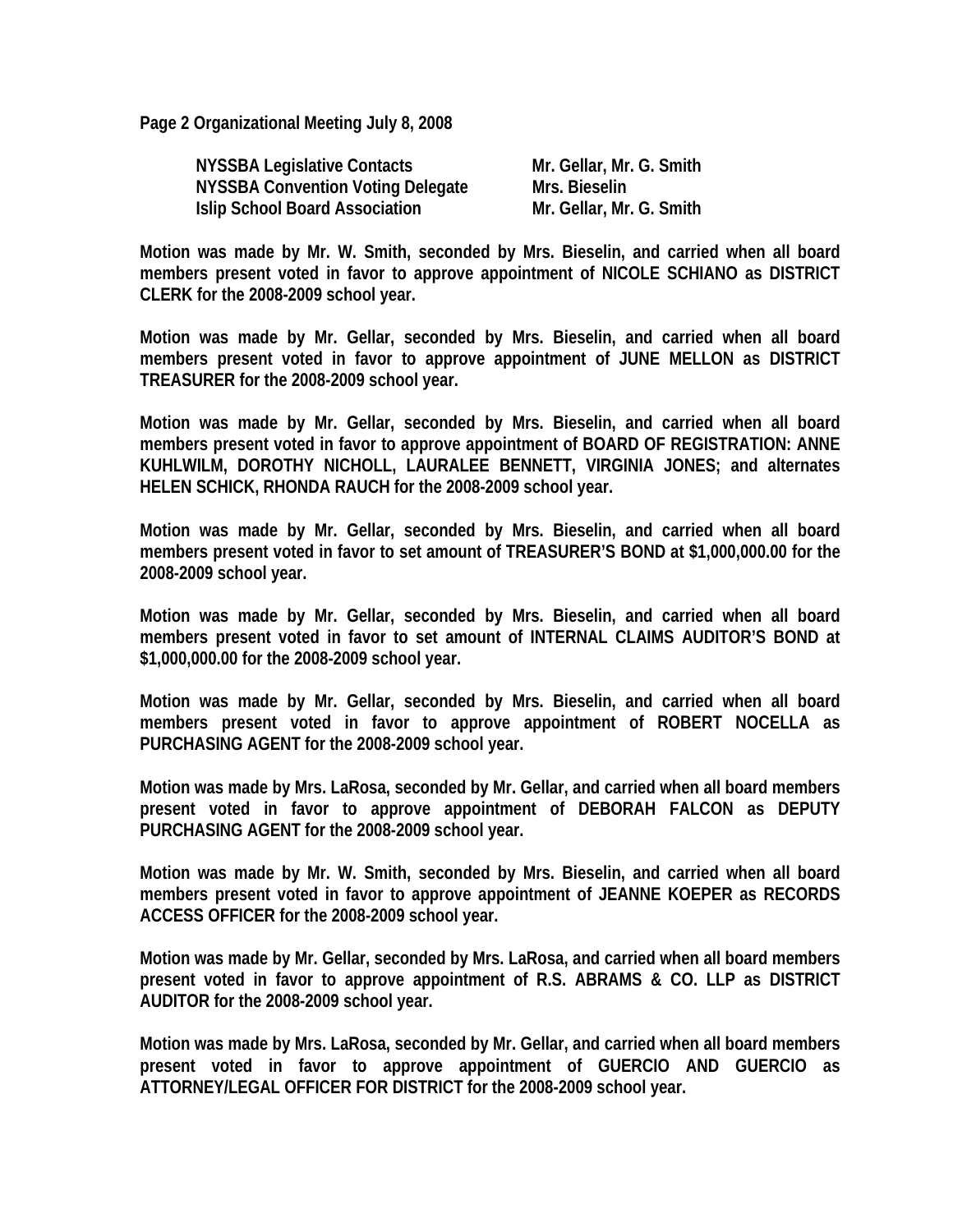**Page 2 Organizational Meeting July 8, 2008**

| | |
|---|---|
| **NYSSBA Legislative Contacts** | **Mr. Gellar, Mr. G. Smith** |
| **NYSSBA Convention Voting Delegate** | **Mrs. Bieselin** |
| **Islip School Board Association** | **Mr. Gellar, Mr. G. Smith** |

**Motion was made by Mr. W. Smith, seconded by Mrs. Bieselin, and carried when all board members present voted in favor to approve appointment of NICOLE SCHIANO as DISTRICT CLERK for the 2008-2009 school year.**

**Motion was made by Mr. Gellar, seconded by Mrs. Bieselin, and carried when all board members present voted in favor to approve appointment of JUNE MELLON as DISTRICT TREASURER for the 2008-2009 school year.**

**Motion was made by Mr. Gellar, seconded by Mrs. Bieselin, and carried when all board members present voted in favor to approve appointment of BOARD OF REGISTRATION: ANNE KUHLWILM, DOROTHY NICHOLL, LAURALEE BENNETT, VIRGINIA JONES; and alternates HELEN SCHICK, RHONDA RAUCH for the 2008-2009 school year.**

**Motion was made by Mr. Gellar, seconded by Mrs. Bieselin, and carried when all board members present voted in favor to set amount of TREASURER'S BOND at $1,000,000.00 for the 2008-2009 school year.**

**Motion was made by Mr. Gellar, seconded by Mrs. Bieselin, and carried when all board members present voted in favor to set amount of INTERNAL CLAIMS AUDITOR'S BOND at $1,000,000.00 for the 2008-2009 school year.**

**Motion was made by Mr. Gellar, seconded by Mrs. Bieselin, and carried when all board members present voted in favor to approve appointment of ROBERT NOCELLA as PURCHASING AGENT for the 2008-2009 school year.**

**Motion was made by Mrs. LaRosa, seconded by Mr. Gellar, and carried when all board members present voted in favor to approve appointment of DEBORAH FALCON as DEPUTY PURCHASING AGENT for the 2008-2009 school year.**

**Motion was made by Mr. W. Smith, seconded by Mrs. Bieselin, and carried when all board members present voted in favor to approve appointment of JEANNE KOEPER as RECORDS ACCESS OFFICER for the 2008-2009 school year.**

**Motion was made by Mr. Gellar, seconded by Mrs. LaRosa, and carried when all board members present voted in favor to approve appointment of R.S. ABRAMS & CO. LLP as DISTRICT AUDITOR for the 2008-2009 school year.**

**Motion was made by Mrs. LaRosa, seconded by Mr. Gellar, and carried when all board members present voted in favor to approve appointment of GUERCIO AND GUERCIO as ATTORNEY/LEGAL OFFICER FOR DISTRICT for the 2008-2009 school year.**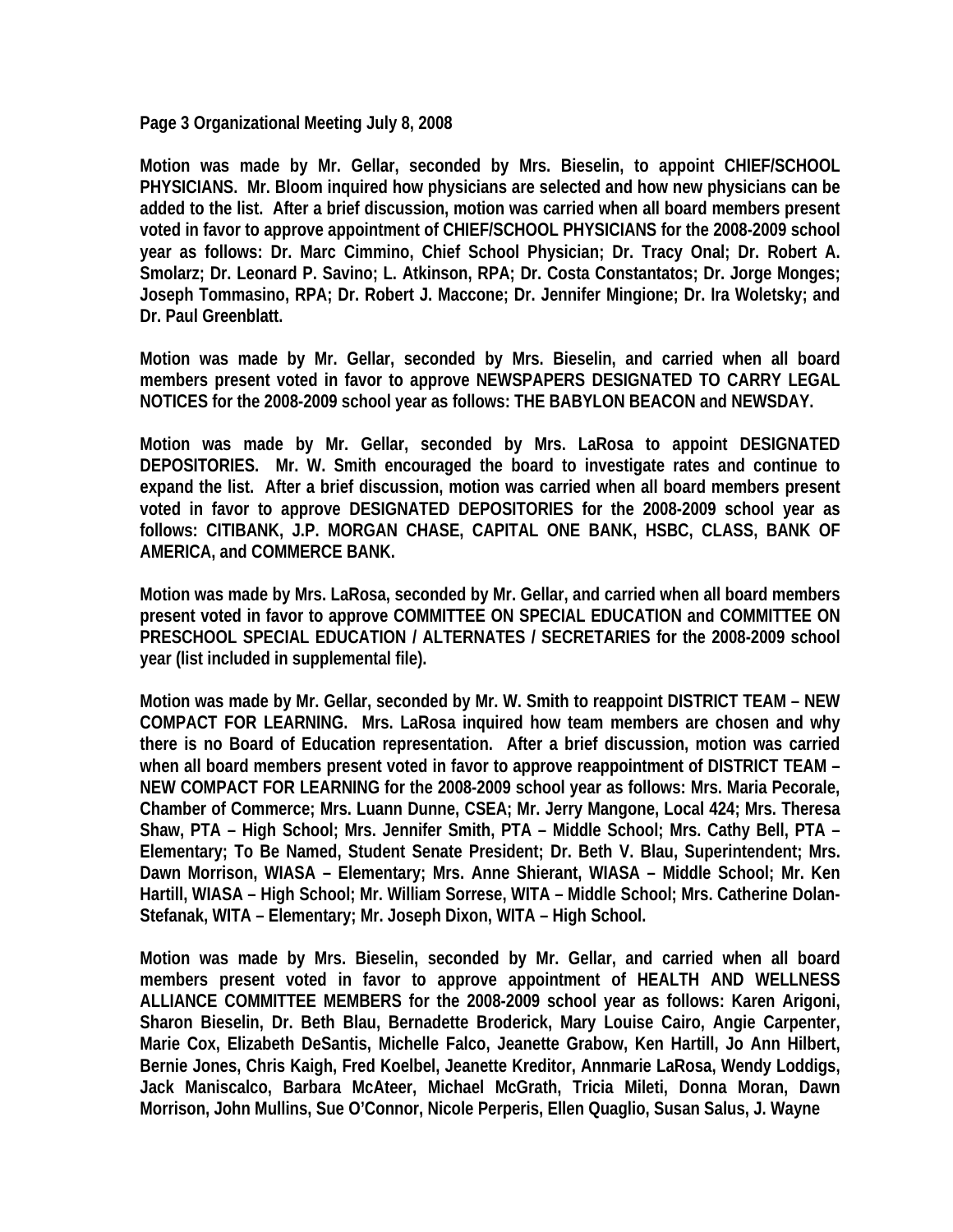**Page 3 Organizational Meeting July 8, 2008**

**Motion was made by Mr. Gellar, seconded by Mrs. Bieselin, to appoint CHIEF/SCHOOL PHYSICIANS. Mr. Bloom inquired how physicians are selected and how new physicians can be added to the list. After a brief discussion, motion was carried when all board members present voted in favor to approve appointment of CHIEF/SCHOOL PHYSICIANS for the 2008-2009 school year as follows: Dr. Marc Cimmino, Chief School Physician; Dr. Tracy Onal; Dr. Robert A. Smolarz; Dr. Leonard P. Savino; L. Atkinson, RPA; Dr. Costa Constantatos; Dr. Jorge Monges; Joseph Tommasino, RPA; Dr. Robert J. Maccone; Dr. Jennifer Mingione; Dr. Ira Woletsky; and Dr. Paul Greenblatt.**

**Motion was made by Mr. Gellar, seconded by Mrs. Bieselin, and carried when all board members present voted in favor to approve NEWSPAPERS DESIGNATED TO CARRY LEGAL NOTICES for the 2008-2009 school year as follows: THE BABYLON BEACON and NEWSDAY.**

**Motion was made by Mr. Gellar, seconded by Mrs. LaRosa to appoint DESIGNATED DEPOSITORIES. Mr. W. Smith encouraged the board to investigate rates and continue to expand the list. After a brief discussion, motion was carried when all board members present voted in favor to approve DESIGNATED DEPOSITORIES for the 2008-2009 school year as follows: CITIBANK, J.P. MORGAN CHASE, CAPITAL ONE BANK, HSBC, CLASS, BANK OF AMERICA, and COMMERCE BANK.**

**Motion was made by Mrs. LaRosa, seconded by Mr. Gellar, and carried when all board members present voted in favor to approve COMMITTEE ON SPECIAL EDUCATION and COMMITTEE ON PRESCHOOL SPECIAL EDUCATION / ALTERNATES / SECRETARIES for the 2008-2009 school year (list included in supplemental file).**

**Motion was made by Mr. Gellar, seconded by Mr. W. Smith to reappoint DISTRICT TEAM – NEW COMPACT FOR LEARNING. Mrs. LaRosa inquired how team members are chosen and why there is no Board of Education representation. After a brief discussion, motion was carried when all board members present voted in favor to approve reappointment of DISTRICT TEAM – NEW COMPACT FOR LEARNING for the 2008-2009 school year as follows: Mrs. Maria Pecorale, Chamber of Commerce; Mrs. Luann Dunne, CSEA; Mr. Jerry Mangone, Local 424; Mrs. Theresa Shaw, PTA – High School; Mrs. Jennifer Smith, PTA – Middle School; Mrs. Cathy Bell, PTA – Elementary; To Be Named, Student Senate President; Dr. Beth V. Blau, Superintendent; Mrs. Dawn Morrison, WIASA – Elementary; Mrs. Anne Shierant, WIASA – Middle School; Mr. Ken Hartill, WIASA – High School; Mr. William Sorrese, WITA – Middle School; Mrs. Catherine Dolan-Stefanak, WITA – Elementary; Mr. Joseph Dixon, WITA – High School.**

**Motion was made by Mrs. Bieselin, seconded by Mr. Gellar, and carried when all board members present voted in favor to approve appointment of HEALTH AND WELLNESS ALLIANCE COMMITTEE MEMBERS for the 2008-2009 school year as follows: Karen Arigoni, Sharon Bieselin, Dr. Beth Blau, Bernadette Broderick, Mary Louise Cairo, Angie Carpenter, Marie Cox, Elizabeth DeSantis, Michelle Falco, Jeanette Grabow, Ken Hartill, Jo Ann Hilbert, Bernie Jones, Chris Kaigh, Fred Koelbel, Jeanette Kreditor, Annmarie LaRosa, Wendy Loddigs, Jack Maniscalco, Barbara McAteer, Michael McGrath, Tricia Mileti, Donna Moran, Dawn Morrison, John Mullins, Sue O'Connor, Nicole Perperis, Ellen Quaglio, Susan Salus, J. Wayne**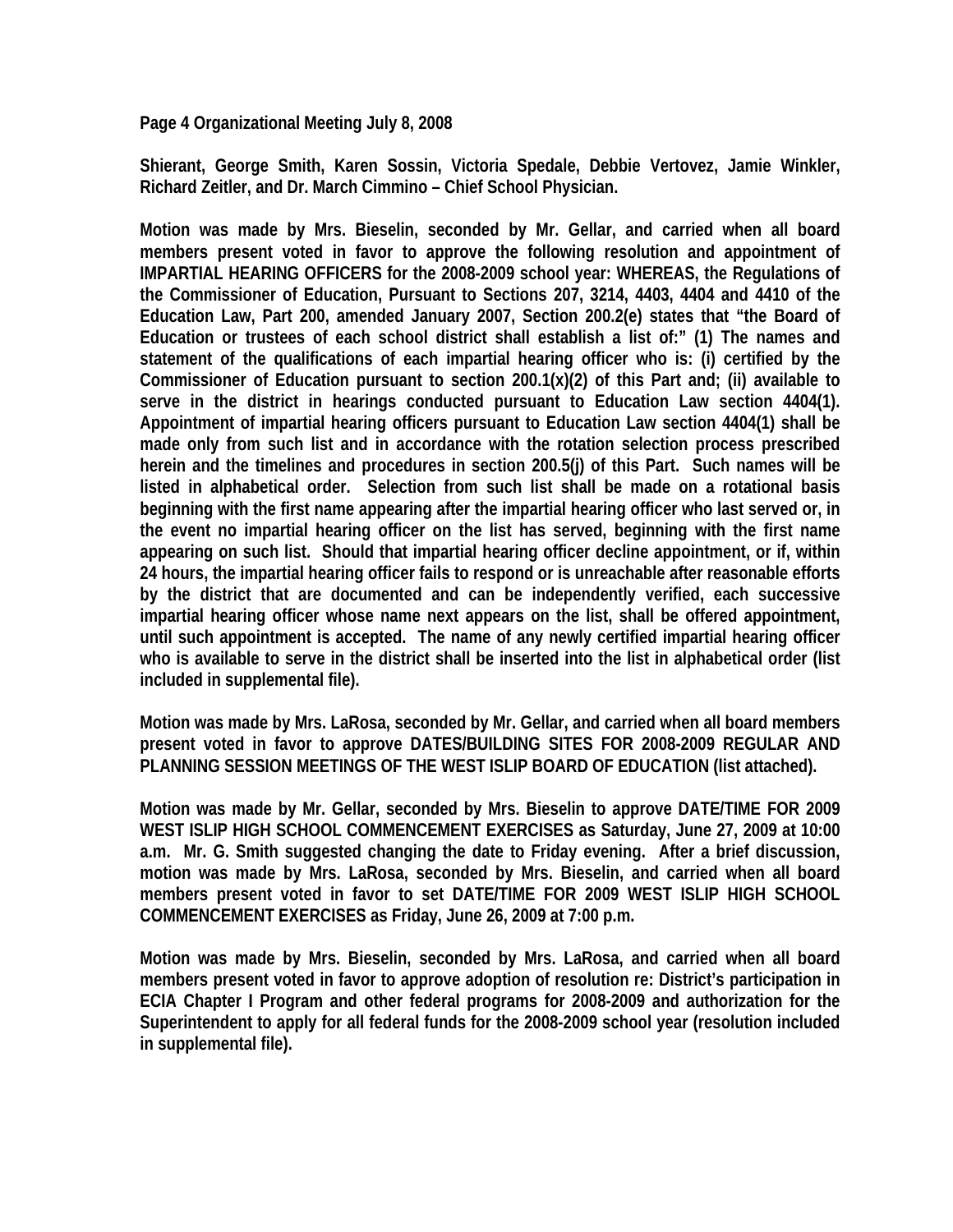**Shierant, George Smith, Karen Sossin, Victoria Spedale, Debbie Vertovez, Jamie Winkler, Richard Zeitler, and Dr. March Cimmino – Chief School Physician.**

**Motion was made by Mrs. Bieselin, seconded by Mr. Gellar, and carried when all board members present voted in favor to approve the following resolution and appointment of IMPARTIAL HEARING OFFICERS for the 2008-2009 school year: WHEREAS, the Regulations of the Commissioner of Education, Pursuant to Sections 207, 3214, 4403, 4404 and 4410 of the Education Law, Part 200, amended January 2007, Section 200.2(e) states that "the Board of Education or trustees of each school district shall establish a list of:" (1) The names and statement of the qualifications of each impartial hearing officer who is: (i) certified by the Commissioner of Education pursuant to section 200.1(x)(2) of this Part and; (ii) available to serve in the district in hearings conducted pursuant to Education Law section 4404(1). Appointment of impartial hearing officers pursuant to Education Law section 4404(1) shall be made only from such list and in accordance with the rotation selection process prescribed herein and the timelines and procedures in section 200.5(j) of this Part. Such names will be listed in alphabetical order. Selection from such list shall be made on a rotational basis beginning with the first name appearing after the impartial hearing officer who last served or, in the event no impartial hearing officer on the list has served, beginning with the first name appearing on such list. Should that impartial hearing officer decline appointment, or if, within 24 hours, the impartial hearing officer fails to respond or is unreachable after reasonable efforts by the district that are documented and can be independently verified, each successive impartial hearing officer whose name next appears on the list, shall be offered appointment, until such appointment is accepted. The name of any newly certified impartial hearing officer who is available to serve in the district shall be inserted into the list in alphabetical order (list included in supplemental file).**

**Motion was made by Mrs. LaRosa, seconded by Mr. Gellar, and carried when all board members present voted in favor to approve DATES/BUILDING SITES FOR 2008-2009 REGULAR AND PLANNING SESSION MEETINGS OF THE WEST ISLIP BOARD OF EDUCATION (list attached).**

**Motion was made by Mr. Gellar, seconded by Mrs. Bieselin to approve DATE/TIME FOR 2009 WEST ISLIP HIGH SCHOOL COMMENCEMENT EXERCISES as Saturday, June 27, 2009 at 10:00 a.m. Mr. G. Smith suggested changing the date to Friday evening. After a brief discussion, motion was made by Mrs. LaRosa, seconded by Mrs. Bieselin, and carried when all board members present voted in favor to set DATE/TIME FOR 2009 WEST ISLIP HIGH SCHOOL COMMENCEMENT EXERCISES as Friday, June 26, 2009 at 7:00 p.m.**

**Motion was made by Mrs. Bieselin, seconded by Mrs. LaRosa, and carried when all board members present voted in favor to approve adoption of resolution re: District's participation in ECIA Chapter I Program and other federal programs for 2008-2009 and authorization for the Superintendent to apply for all federal funds for the 2008-2009 school year (resolution included in supplemental file).**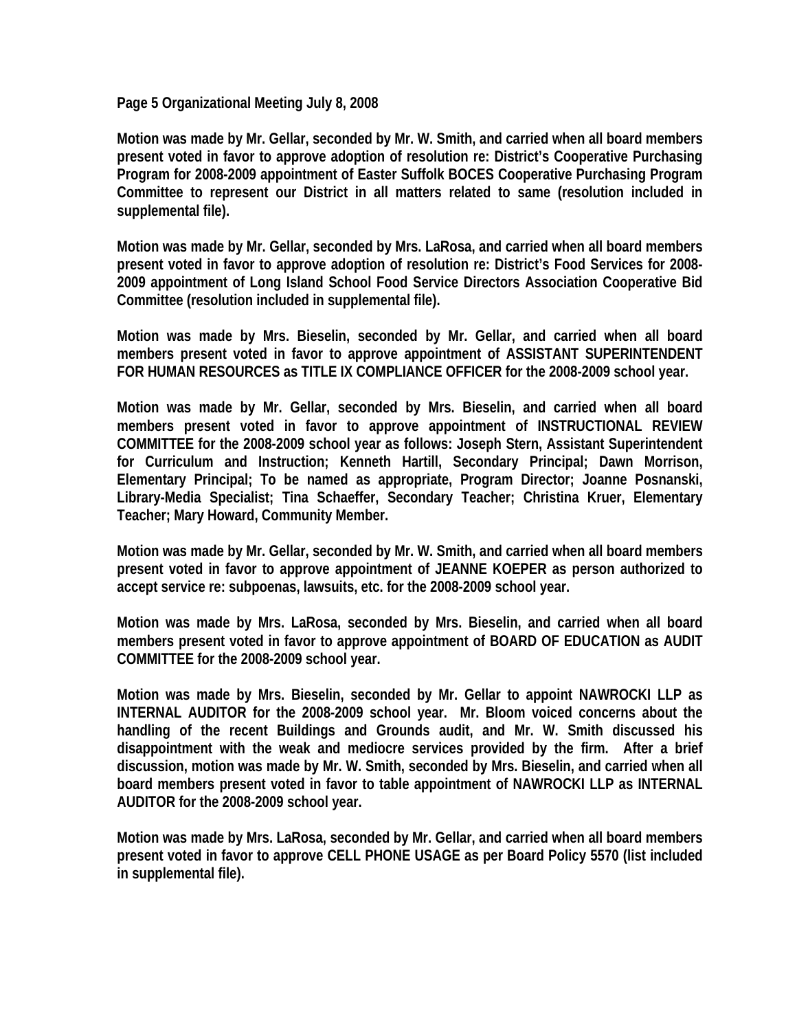**Page 5 Organizational Meeting July 8, 2008**

**Motion was made by Mr. Gellar, seconded by Mr. W. Smith, and carried when all board members present voted in favor to approve adoption of resolution re: District's Cooperative Purchasing Program for 2008-2009 appointment of Easter Suffolk BOCES Cooperative Purchasing Program Committee to represent our District in all matters related to same (resolution included in supplemental file).**

**Motion was made by Mr. Gellar, seconded by Mrs. LaRosa, and carried when all board members present voted in favor to approve adoption of resolution re: District's Food Services for 2008-2009 appointment of Long Island School Food Service Directors Association Cooperative Bid Committee (resolution included in supplemental file).**

**Motion was made by Mrs. Bieselin, seconded by Mr. Gellar, and carried when all board members present voted in favor to approve appointment of ASSISTANT SUPERINTENDENT FOR HUMAN RESOURCES as TITLE IX COMPLIANCE OFFICER for the 2008-2009 school year.**

**Motion was made by Mr. Gellar, seconded by Mrs. Bieselin, and carried when all board members present voted in favor to approve appointment of INSTRUCTIONAL REVIEW COMMITTEE for the 2008-2009 school year as follows: Joseph Stern, Assistant Superintendent for Curriculum and Instruction; Kenneth Hartill, Secondary Principal; Dawn Morrison, Elementary Principal; To be named as appropriate, Program Director; Joanne Posnanski, Library-Media Specialist; Tina Schaeffer, Secondary Teacher; Christina Kruer, Elementary Teacher; Mary Howard, Community Member.**

**Motion was made by Mr. Gellar, seconded by Mr. W. Smith, and carried when all board members present voted in favor to approve appointment of JEANNE KOEPER as person authorized to accept service re: subpoenas, lawsuits, etc. for the 2008-2009 school year.**

**Motion was made by Mrs. LaRosa, seconded by Mrs. Bieselin, and carried when all board members present voted in favor to approve appointment of BOARD OF EDUCATION as AUDIT COMMITTEE for the 2008-2009 school year.**

**Motion was made by Mrs. Bieselin, seconded by Mr. Gellar to appoint NAWROCKI LLP as INTERNAL AUDITOR for the 2008-2009 school year. Mr. Bloom voiced concerns about the handling of the recent Buildings and Grounds audit, and Mr. W. Smith discussed his disappointment with the weak and mediocre services provided by the firm. After a brief discussion, motion was made by Mr. W. Smith, seconded by Mrs. Bieselin, and carried when all board members present voted in favor to table appointment of NAWROCKI LLP as INTERNAL AUDITOR for the 2008-2009 school year.**

**Motion was made by Mrs. LaRosa, seconded by Mr. Gellar, and carried when all board members present voted in favor to approve CELL PHONE USAGE as per Board Policy 5570 (list included in supplemental file).**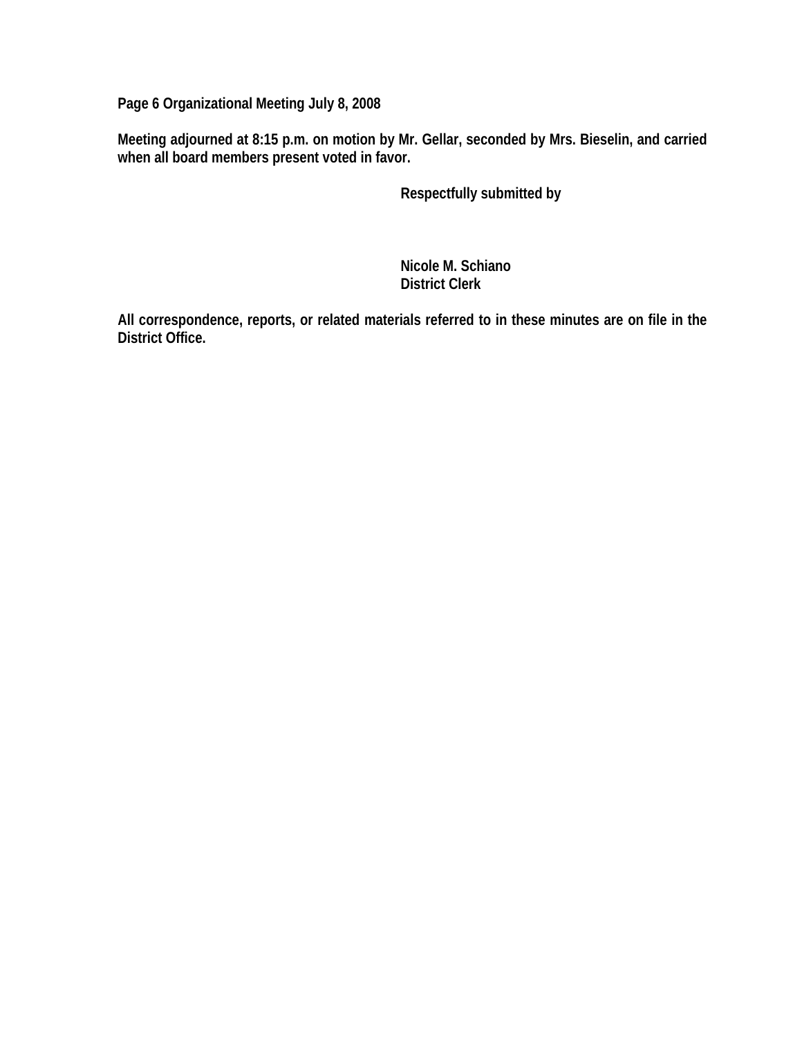**Page 6 Organizational Meeting July 8, 2008**

**Meeting adjourned at 8:15 p.m. on motion by Mr. Gellar, seconded by Mrs. Bieselin, and carried when all board members present voted in favor.**

**Respectfully submitted by**

**Nicole M. Schiano**
**District Clerk**

**All correspondence, reports, or related materials referred to in these minutes are on file in the District Office.**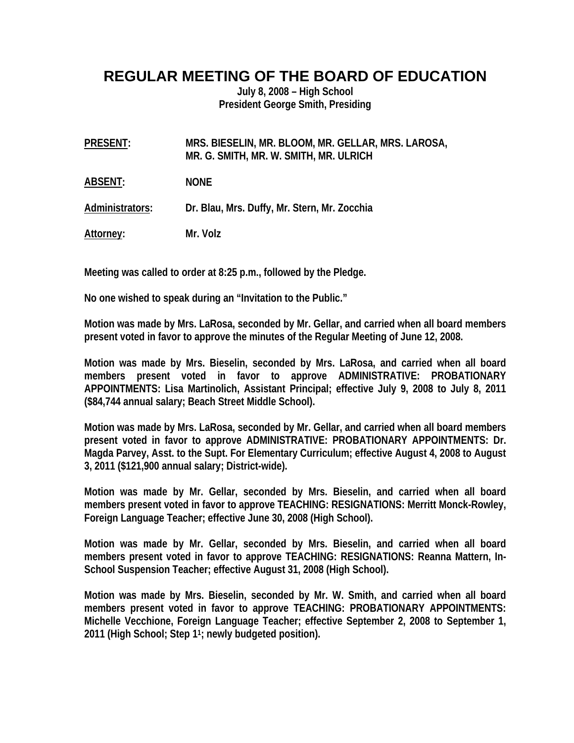# REGULAR MEETING OF THE BOARD OF EDUCATION

**July 8, 2008 – High School**
**President George Smith, Presiding**

**PRESENT:** MRS. BIESELIN, MR. BLOOM, MR. GELLAR, MRS. LAROSA, MR. G. SMITH, MR. W. SMITH, MR. ULRICH

**ABSENT:** NONE

**Administrators:** Dr. Blau, Mrs. Duffy, Mr. Stern, Mr. Zocchia

**Attorney:** Mr. Volz

Meeting was called to order at 8:25 p.m., followed by the Pledge.

No one wished to speak during an "Invitation to the Public."

Motion was made by Mrs. LaRosa, seconded by Mr. Gellar, and carried when all board members present voted in favor to approve the minutes of the Regular Meeting of June 12, 2008.

Motion was made by Mrs. Bieselin, seconded by Mrs. LaRosa, and carried when all board members present voted in favor to approve ADMINISTRATIVE: PROBATIONARY APPOINTMENTS: Lisa Martinolich, Assistant Principal; effective July 9, 2008 to July 8, 2011 ($84,744 annual salary; Beach Street Middle School).

Motion was made by Mrs. LaRosa, seconded by Mr. Gellar, and carried when all board members present voted in favor to approve ADMINISTRATIVE: PROBATIONARY APPOINTMENTS: Dr. Magda Parvey, Asst. to the Supt. For Elementary Curriculum; effective August 4, 2008 to August 3, 2011 ($121,900 annual salary; District-wide).

Motion was made by Mr. Gellar, seconded by Mrs. Bieselin, and carried when all board members present voted in favor to approve TEACHING: RESIGNATIONS: Merritt Monck-Rowley, Foreign Language Teacher; effective June 30, 2008 (High School).

Motion was made by Mr. Gellar, seconded by Mrs. Bieselin, and carried when all board members present voted in favor to approve TEACHING: RESIGNATIONS: Reanna Mattern, In-School Suspension Teacher; effective August 31, 2008 (High School).

Motion was made by Mrs. Bieselin, seconded by Mr. W. Smith, and carried when all board members present voted in favor to approve TEACHING: PROBATIONARY APPOINTMENTS: Michelle Vecchione, Foreign Language Teacher; effective September 2, 2008 to September 1, 2011 (High School; Step 1[1]; newly budgeted position).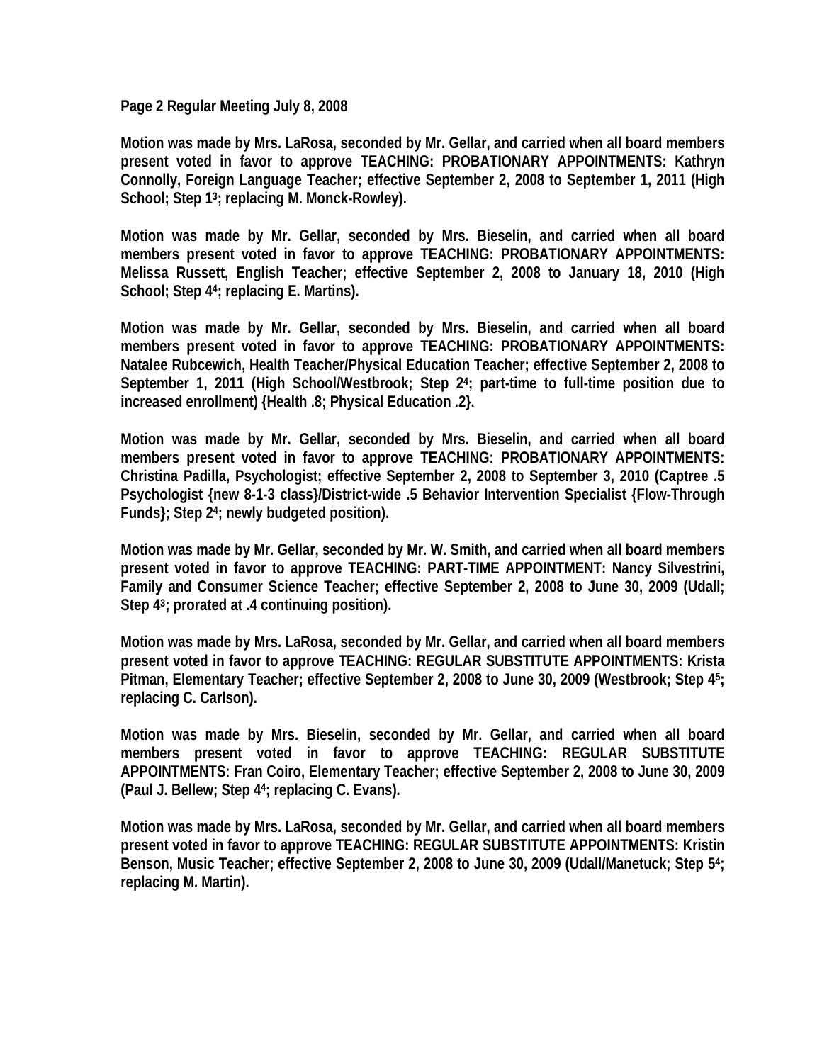**Page 2 Regular Meeting July 8, 2008**

**Motion was made by Mrs. LaRosa, seconded by Mr. Gellar, and carried when all board members present voted in favor to approve TEACHING: PROBATIONARY APPOINTMENTS: Kathryn Connolly, Foreign Language Teacher; effective September 2, 2008 to September 1, 2011 (High School; Step 1[3]; replacing M. Monck-Rowley).**

**Motion was made by Mr. Gellar, seconded by Mrs. Bieselin, and carried when all board members present voted in favor to approve TEACHING: PROBATIONARY APPOINTMENTS: Melissa Russett, English Teacher; effective September 2, 2008 to January 18, 2010 (High School; Step 4[4]; replacing E. Martins).**

**Motion was made by Mr. Gellar, seconded by Mrs. Bieselin, and carried when all board members present voted in favor to approve TEACHING: PROBATIONARY APPOINTMENTS: Natalee Rubcewich, Health Teacher/Physical Education Teacher; effective September 2, 2008 to September 1, 2011 (High School/Westbrook; Step 2[4]; part-time to full-time position due to increased enrollment) {Health .8; Physical Education .2}.**

**Motion was made by Mr. Gellar, seconded by Mrs. Bieselin, and carried when all board members present voted in favor to approve TEACHING: PROBATIONARY APPOINTMENTS: Christina Padilla, Psychologist; effective September 2, 2008 to September 3, 2010 (Captree .5 Psychologist {new 8-1-3 class}/District-wide .5 Behavior Intervention Specialist {Flow-Through Funds}; Step 2[4]; newly budgeted position).**

**Motion was made by Mr. Gellar, seconded by Mr. W. Smith, and carried when all board members present voted in favor to approve TEACHING: PART-TIME APPOINTMENT: Nancy Silvestrini, Family and Consumer Science Teacher; effective September 2, 2008 to June 30, 2009 (Udall; Step 4[3]; prorated at .4 continuing position).**

**Motion was made by Mrs. LaRosa, seconded by Mr. Gellar, and carried when all board members present voted in favor to approve TEACHING: REGULAR SUBSTITUTE APPOINTMENTS: Krista Pitman, Elementary Teacher; effective September 2, 2008 to June 30, 2009 (Westbrook; Step 4[5]; replacing C. Carlson).**

**Motion was made by Mrs. Bieselin, seconded by Mr. Gellar, and carried when all board members present voted in favor to approve TEACHING: REGULAR SUBSTITUTE APPOINTMENTS: Fran Coiro, Elementary Teacher; effective September 2, 2008 to June 30, 2009 (Paul J. Bellew; Step 4[4]; replacing C. Evans).**

**Motion was made by Mrs. LaRosa, seconded by Mr. Gellar, and carried when all board members present voted in favor to approve TEACHING: REGULAR SUBSTITUTE APPOINTMENTS: Kristin Benson, Music Teacher; effective September 2, 2008 to June 30, 2009 (Udall/Manetuck; Step 5[4]; replacing M. Martin).**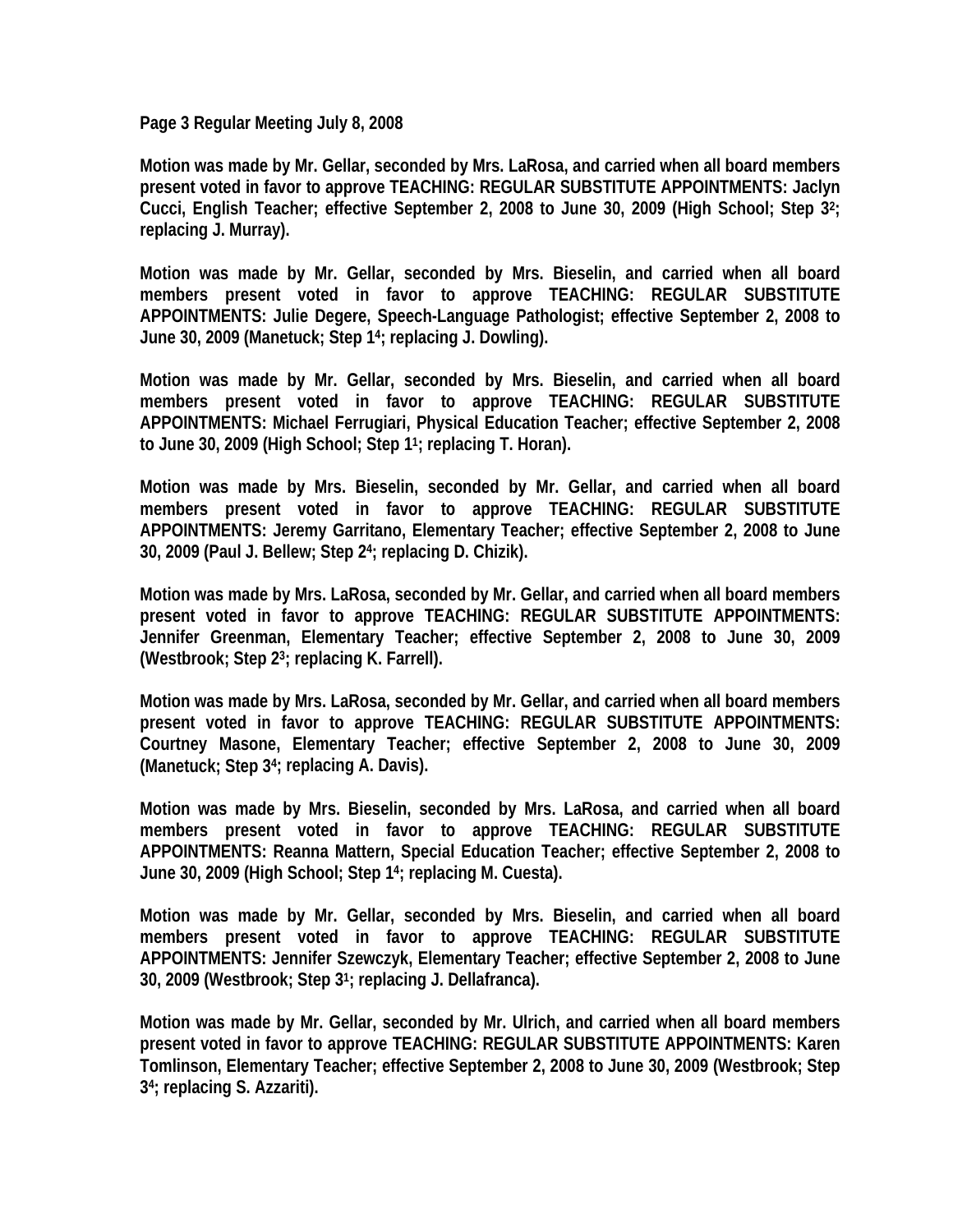**Page 3 Regular Meeting July 8, 2008**

**Motion was made by Mr. Gellar, seconded by Mrs. LaRosa, and carried when all board members present voted in favor to approve TEACHING: REGULAR SUBSTITUTE APPOINTMENTS: Jaclyn Cucci, English Teacher; effective September 2, 2008 to June 30, 2009 (High School; Step 3[2]; replacing J. Murray).**

**Motion was made by Mr. Gellar, seconded by Mrs. Bieselin, and carried when all board members present voted in favor to approve TEACHING: REGULAR SUBSTITUTE APPOINTMENTS: Julie Degere, Speech-Language Pathologist; effective September 2, 2008 to June 30, 2009 (Manetuck; Step 1[4]; replacing J. Dowling).**

**Motion was made by Mr. Gellar, seconded by Mrs. Bieselin, and carried when all board members present voted in favor to approve TEACHING: REGULAR SUBSTITUTE APPOINTMENTS: Michael Ferrugiari, Physical Education Teacher; effective September 2, 2008 to June 30, 2009 (High School; Step 1[1]; replacing T. Horan).**

**Motion was made by Mrs. Bieselin, seconded by Mr. Gellar, and carried when all board members present voted in favor to approve TEACHING: REGULAR SUBSTITUTE APPOINTMENTS: Jeremy Garritano, Elementary Teacher; effective September 2, 2008 to June 30, 2009 (Paul J. Bellew; Step 2[4]; replacing D. Chizik).**

**Motion was made by Mrs. LaRosa, seconded by Mr. Gellar, and carried when all board members present voted in favor to approve TEACHING: REGULAR SUBSTITUTE APPOINTMENTS: Jennifer Greenman, Elementary Teacher; effective September 2, 2008 to June 30, 2009 (Westbrook; Step 2[3]; replacing K. Farrell).**

**Motion was made by Mrs. LaRosa, seconded by Mr. Gellar, and carried when all board members present voted in favor to approve TEACHING: REGULAR SUBSTITUTE APPOINTMENTS: Courtney Masone, Elementary Teacher; effective September 2, 2008 to June 30, 2009 (Manetuck; Step 3[4]; replacing A. Davis).**

**Motion was made by Mrs. Bieselin, seconded by Mrs. LaRosa, and carried when all board members present voted in favor to approve TEACHING: REGULAR SUBSTITUTE APPOINTMENTS: Reanna Mattern, Special Education Teacher; effective September 2, 2008 to June 30, 2009 (High School; Step 1[4]; replacing M. Cuesta).**

**Motion was made by Mr. Gellar, seconded by Mrs. Bieselin, and carried when all board members present voted in favor to approve TEACHING: REGULAR SUBSTITUTE APPOINTMENTS: Jennifer Szewczyk, Elementary Teacher; effective September 2, 2008 to June 30, 2009 (Westbrook; Step 3[1]; replacing J. Dellafranca).**

**Motion was made by Mr. Gellar, seconded by Mr. Ulrich, and carried when all board members present voted in favor to approve TEACHING: REGULAR SUBSTITUTE APPOINTMENTS: Karen Tomlinson, Elementary Teacher; effective September 2, 2008 to June 30, 2009 (Westbrook; Step 3[4]; replacing S. Azzariti).**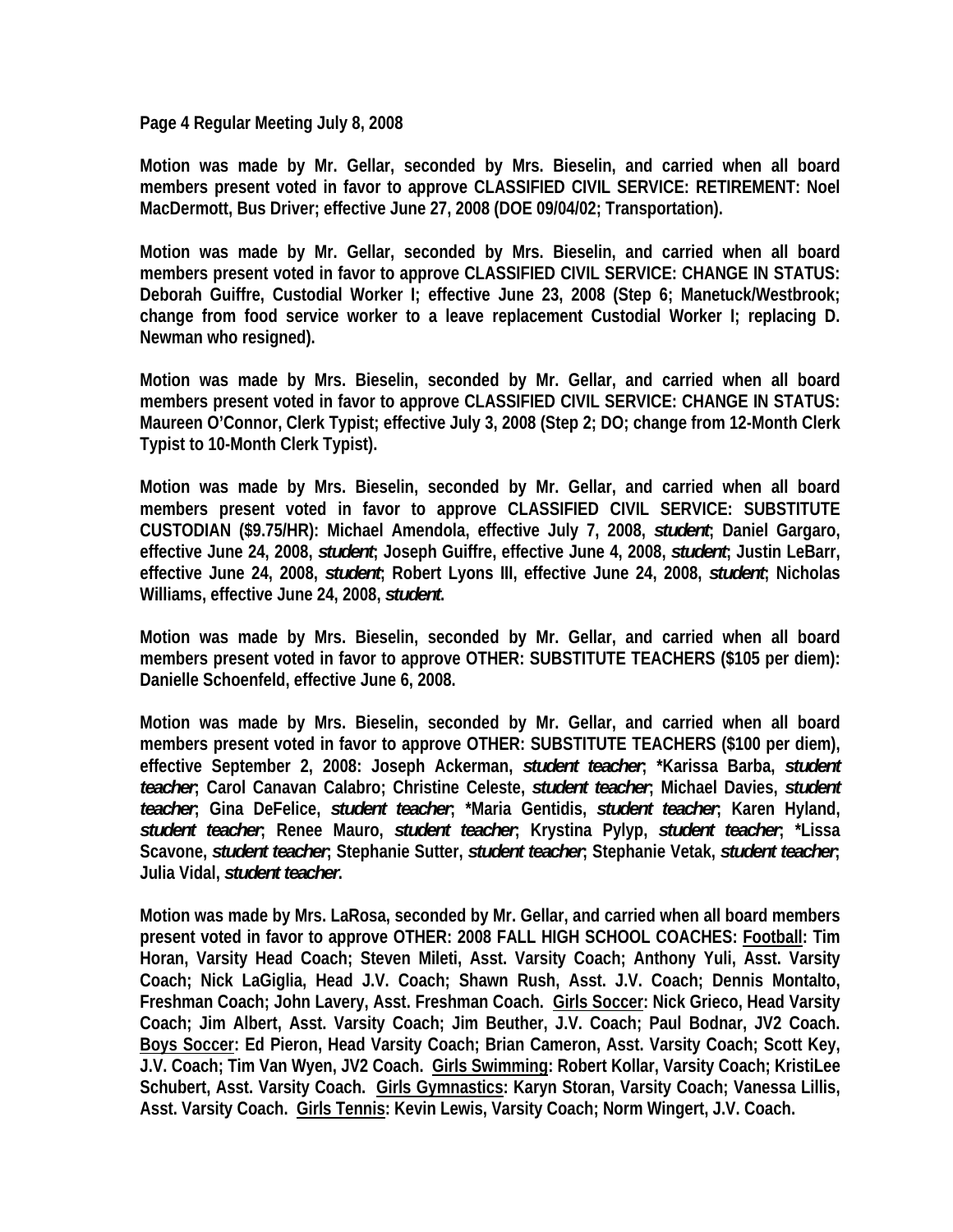**Page 4 Regular Meeting July 8, 2008**

**Motion was made by Mr. Gellar, seconded by Mrs. Bieselin, and carried when all board members present voted in favor to approve CLASSIFIED CIVIL SERVICE: RETIREMENT: Noel MacDermott, Bus Driver; effective June 27, 2008 (DOE 09/04/02; Transportation).**

**Motion was made by Mr. Gellar, seconded by Mrs. Bieselin, and carried when all board members present voted in favor to approve CLASSIFIED CIVIL SERVICE: CHANGE IN STATUS: Deborah Guiffre, Custodial Worker I; effective June 23, 2008 (Step 6; Manetuck/Westbrook; change from food service worker to a leave replacement Custodial Worker I; replacing D. Newman who resigned).**

**Motion was made by Mrs. Bieselin, seconded by Mr. Gellar, and carried when all board members present voted in favor to approve CLASSIFIED CIVIL SERVICE: CHANGE IN STATUS: Maureen O'Connor, Clerk Typist; effective July 3, 2008 (Step 2; DO; change from 12-Month Clerk Typist to 10-Month Clerk Typist).**

**Motion was made by Mrs. Bieselin, seconded by Mr. Gellar, and carried when all board members present voted in favor to approve CLASSIFIED CIVIL SERVICE: SUBSTITUTE CUSTODIAN ($9.75/HR): Michael Amendola, effective July 7, 2008, *student*; Daniel Gargaro, effective June 24, 2008, *student*; Joseph Guiffre, effective June 4, 2008, *student*; Justin LeBarr, effective June 24, 2008, *student*; Robert Lyons III, effective June 24, 2008, *student*; Nicholas Williams, effective June 24, 2008, *student*.**

**Motion was made by Mrs. Bieselin, seconded by Mr. Gellar, and carried when all board members present voted in favor to approve OTHER: SUBSTITUTE TEACHERS ($105 per diem): Danielle Schoenfeld, effective June 6, 2008.**

**Motion was made by Mrs. Bieselin, seconded by Mr. Gellar, and carried when all board members present voted in favor to approve OTHER: SUBSTITUTE TEACHERS ($100 per diem), effective September 2, 2008: Joseph Ackerman, *student teacher*; *Karissa Barba, *student teacher*; Carol Canavan Calabro; Christine Celeste, *student teacher*; Michael Davies, *student teacher*; Gina DeFelice, *student teacher*; *Maria Gentidis, *student teacher*; Karen Hyland, *student teacher*; Renee Mauro, *student teacher*; Krystina Pylyp, *student teacher*; *Lissa Scavone, *student teacher*; Stephanie Sutter, *student teacher*; Stephanie Vetak, *student teacher*; Julia Vidal, *student teacher*.**

**Motion was made by Mrs. LaRosa, seconded by Mr. Gellar, and carried when all board members present voted in favor to approve OTHER: 2008 FALL HIGH SCHOOL COACHES: <u>Football</u>: Tim Horan, Varsity Head Coach; Steven Mileti, Asst. Varsity Coach; Anthony Yuli, Asst. Varsity Coach; Nick LaGiglia, Head J.V. Coach; Shawn Rush, Asst. J.V. Coach; Dennis Montalto, Freshman Coach; John Lavery, Asst. Freshman Coach. <u>Girls Soccer</u>: Nick Grieco, Head Varsity Coach; Jim Albert, Asst. Varsity Coach; Jim Beuther, J.V. Coach; Paul Bodnar, JV2 Coach. <u>Boys Soccer</u>: Ed Pieron, Head Varsity Coach; Brian Cameron, Asst. Varsity Coach; Scott Key, J.V. Coach; Tim Van Wyen, JV2 Coach. <u>Girls Swimming</u>: Robert Kollar, Varsity Coach; KristiLee Schubert, Asst. Varsity Coach. <u>Girls Gymnastics</u>: Karyn Storan, Varsity Coach; Vanessa Lillis, Asst. Varsity Coach. <u>Girls Tennis</u>: Kevin Lewis, Varsity Coach; Norm Wingert, J.V. Coach.**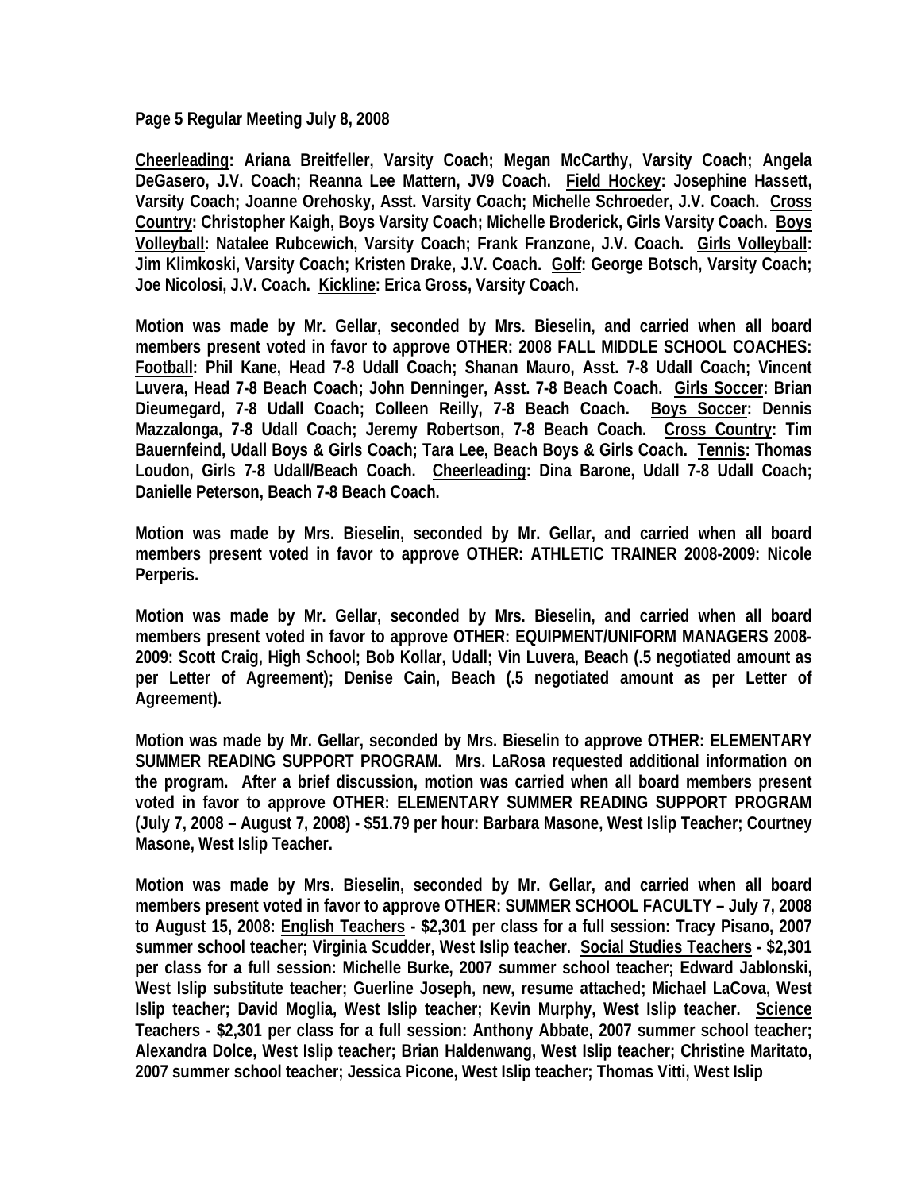**Page 5 Regular Meeting July 8, 2008**

**Cheerleading: Ariana Breitfeller, Varsity Coach; Megan McCarthy, Varsity Coach; Angela DeGasero, J.V. Coach; Reanna Lee Mattern, JV9 Coach. Field Hockey: Josephine Hassett, Varsity Coach; Joanne Orehosky, Asst. Varsity Coach; Michelle Schroeder, J.V. Coach. Cross Country: Christopher Kaigh, Boys Varsity Coach; Michelle Broderick, Girls Varsity Coach. Boys Volleyball: Natalee Rubcewich, Varsity Coach; Frank Franzone, J.V. Coach. Girls Volleyball: Jim Klimkoski, Varsity Coach; Kristen Drake, J.V. Coach. Golf: George Botsch, Varsity Coach; Joe Nicolosi, J.V. Coach. Kickline: Erica Gross, Varsity Coach.**

**Motion was made by Mr. Gellar, seconded by Mrs. Bieselin, and carried when all board members present voted in favor to approve OTHER: 2008 FALL MIDDLE SCHOOL COACHES: Football: Phil Kane, Head 7-8 Udall Coach; Shanan Mauro, Asst. 7-8 Udall Coach; Vincent Luvera, Head 7-8 Beach Coach; John Denninger, Asst. 7-8 Beach Coach. Girls Soccer: Brian Dieumegard, 7-8 Udall Coach; Colleen Reilly, 7-8 Beach Coach. Boys Soccer: Dennis Mazzalonga, 7-8 Udall Coach; Jeremy Robertson, 7-8 Beach Coach. Cross Country: Tim Bauernfeind, Udall Boys & Girls Coach; Tara Lee, Beach Boys & Girls Coach. Tennis: Thomas Loudon, Girls 7-8 Udall/Beach Coach. Cheerleading: Dina Barone, Udall 7-8 Udall Coach; Danielle Peterson, Beach 7-8 Beach Coach.**

**Motion was made by Mrs. Bieselin, seconded by Mr. Gellar, and carried when all board members present voted in favor to approve OTHER: ATHLETIC TRAINER 2008-2009: Nicole Perperis.**

**Motion was made by Mr. Gellar, seconded by Mrs. Bieselin, and carried when all board members present voted in favor to approve OTHER: EQUIPMENT/UNIFORM MANAGERS 2008-2009: Scott Craig, High School; Bob Kollar, Udall; Vin Luvera, Beach (.5 negotiated amount as per Letter of Agreement); Denise Cain, Beach (.5 negotiated amount as per Letter of Agreement).**

**Motion was made by Mr. Gellar, seconded by Mrs. Bieselin to approve OTHER: ELEMENTARY SUMMER READING SUPPORT PROGRAM. Mrs. LaRosa requested additional information on the program. After a brief discussion, motion was carried when all board members present voted in favor to approve OTHER: ELEMENTARY SUMMER READING SUPPORT PROGRAM (July 7, 2008 – August 7, 2008) - $51.79 per hour: Barbara Masone, West Islip Teacher; Courtney Masone, West Islip Teacher.**

**Motion was made by Mrs. Bieselin, seconded by Mr. Gellar, and carried when all board members present voted in favor to approve OTHER: SUMMER SCHOOL FACULTY – July 7, 2008 to August 15, 2008: English Teachers - $2,301 per class for a full session: Tracy Pisano, 2007 summer school teacher; Virginia Scudder, West Islip teacher. Social Studies Teachers - $2,301 per class for a full session: Michelle Burke, 2007 summer school teacher; Edward Jablonski, West Islip substitute teacher; Guerline Joseph, new, resume attached; Michael LaCova, West Islip teacher; David Moglia, West Islip teacher; Kevin Murphy, West Islip teacher. Science Teachers - $2,301 per class for a full session: Anthony Abbate, 2007 summer school teacher; Alexandra Dolce, West Islip teacher; Brian Haldenwang, West Islip teacher; Christine Maritato, 2007 summer school teacher; Jessica Picone, West Islip teacher; Thomas Vitti, West Islip**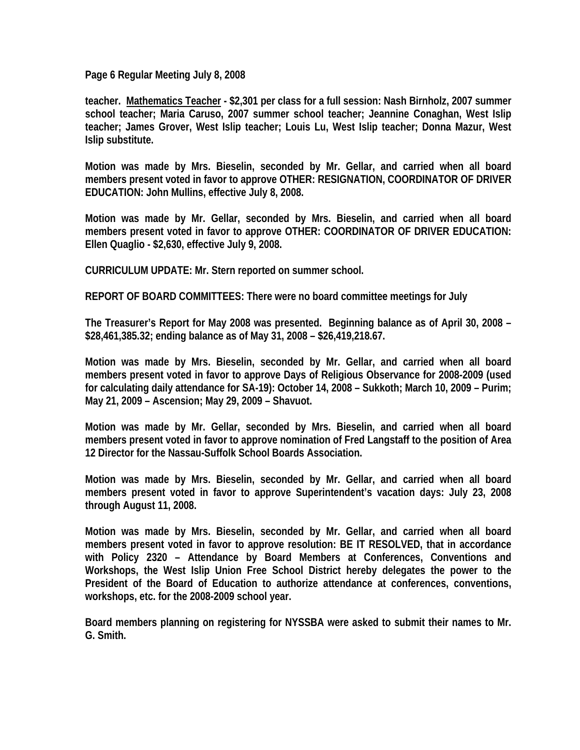teacher. Mathematics Teacher - $2,301 per class for a full session: Nash Birnholz, 2007 summer school teacher; Maria Caruso, 2007 summer school teacher; Jeannine Conaghan, West Islip teacher; James Grover, West Islip teacher; Louis Lu, West Islip teacher; Donna Mazur, West Islip substitute.

Motion was made by Mrs. Bieselin, seconded by Mr. Gellar, and carried when all board members present voted in favor to approve OTHER: RESIGNATION, COORDINATOR OF DRIVER EDUCATION: John Mullins, effective July 8, 2008.

Motion was made by Mr. Gellar, seconded by Mrs. Bieselin, and carried when all board members present voted in favor to approve OTHER: COORDINATOR OF DRIVER EDUCATION: Ellen Quaglio - $2,630, effective July 9, 2008.

CURRICULUM UPDATE: Mr. Stern reported on summer school.

REPORT OF BOARD COMMITTEES: There were no board committee meetings for July

The Treasurer's Report for May 2008 was presented. Beginning balance as of April 30, 2008 – $28,461,385.32; ending balance as of May 31, 2008 – $26,419,218.67.

Motion was made by Mrs. Bieselin, seconded by Mr. Gellar, and carried when all board members present voted in favor to approve Days of Religious Observance for 2008-2009 (used for calculating daily attendance for SA-19): October 14, 2008 – Sukkoth; March 10, 2009 – Purim; May 21, 2009 – Ascension; May 29, 2009 – Shavuot.

Motion was made by Mr. Gellar, seconded by Mrs. Bieselin, and carried when all board members present voted in favor to approve nomination of Fred Langstaff to the position of Area 12 Director for the Nassau-Suffolk School Boards Association.

Motion was made by Mrs. Bieselin, seconded by Mr. Gellar, and carried when all board members present voted in favor to approve Superintendent's vacation days: July 23, 2008 through August 11, 2008.

Motion was made by Mrs. Bieselin, seconded by Mr. Gellar, and carried when all board members present voted in favor to approve resolution: BE IT RESOLVED, that in accordance with Policy 2320 – Attendance by Board Members at Conferences, Conventions and Workshops, the West Islip Union Free School District hereby delegates the power to the President of the Board of Education to authorize attendance at conferences, conventions, workshops, etc. for the 2008-2009 school year.

Board members planning on registering for NYSSBA were asked to submit their names to Mr. G. Smith.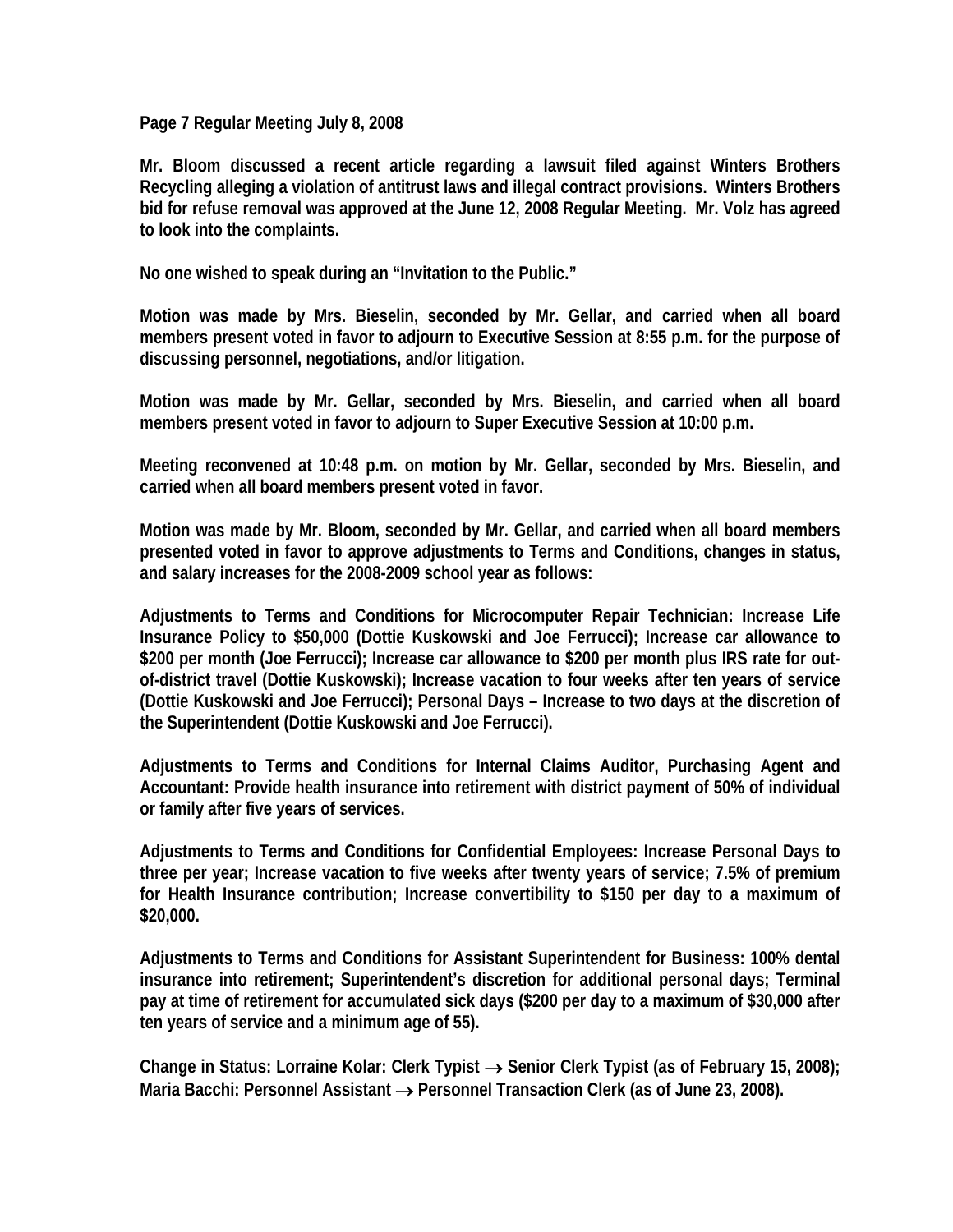**Page 7 Regular Meeting July 8, 2008**

**Mr. Bloom discussed a recent article regarding a lawsuit filed against Winters Brothers Recycling alleging a violation of antitrust laws and illegal contract provisions. Winters Brothers bid for refuse removal was approved at the June 12, 2008 Regular Meeting. Mr. Volz has agreed to look into the complaints.**

**No one wished to speak during an "Invitation to the Public."**

**Motion was made by Mrs. Bieselin, seconded by Mr. Gellar, and carried when all board members present voted in favor to adjourn to Executive Session at 8:55 p.m. for the purpose of discussing personnel, negotiations, and/or litigation.**

**Motion was made by Mr. Gellar, seconded by Mrs. Bieselin, and carried when all board members present voted in favor to adjourn to Super Executive Session at 10:00 p.m.**

**Meeting reconvened at 10:48 p.m. on motion by Mr. Gellar, seconded by Mrs. Bieselin, and carried when all board members present voted in favor.**

**Motion was made by Mr. Bloom, seconded by Mr. Gellar, and carried when all board members presented voted in favor to approve adjustments to Terms and Conditions, changes in status, and salary increases for the 2008-2009 school year as follows:**

**Adjustments to Terms and Conditions for Microcomputer Repair Technician: Increase Life Insurance Policy to $50,000 (Dottie Kuskowski and Joe Ferrucci); Increase car allowance to $200 per month (Joe Ferrucci); Increase car allowance to $200 per month plus IRS rate for out-of-district travel (Dottie Kuskowski); Increase vacation to four weeks after ten years of service (Dottie Kuskowski and Joe Ferrucci); Personal Days – Increase to two days at the discretion of the Superintendent (Dottie Kuskowski and Joe Ferrucci).**

**Adjustments to Terms and Conditions for Internal Claims Auditor, Purchasing Agent and Accountant: Provide health insurance into retirement with district payment of 50% of individual or family after five years of services.**

**Adjustments to Terms and Conditions for Confidential Employees: Increase Personal Days to three per year; Increase vacation to five weeks after twenty years of service; 7.5% of premium for Health Insurance contribution; Increase convertibility to $150 per day to a maximum of $20,000.**

**Adjustments to Terms and Conditions for Assistant Superintendent for Business: 100% dental insurance into retirement; Superintendent's discretion for additional personal days; Terminal pay at time of retirement for accumulated sick days ($200 per day to a maximum of $30,000 after ten years of service and a minimum age of 55).**

**Change in Status: Lorraine Kolar: Clerk Typist → Senior Clerk Typist (as of February 15, 2008); Maria Bacchi: Personnel Assistant → Personnel Transaction Clerk (as of June 23, 2008).**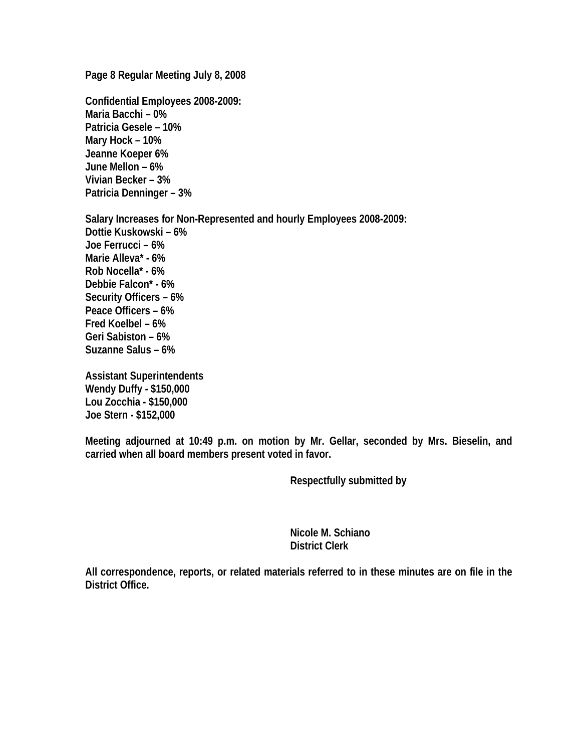**Page 8 Regular Meeting July 8, 2008**

**Confidential Employees 2008-2009:**
**Maria Bacchi – 0%**
**Patricia Gesele – 10%**
**Mary Hock – 10%**
**Jeanne Koeper 6%**
**June Mellon – 6%**
**Vivian Becker – 3%**
**Patricia Denninger – 3%**

**Salary Increases for Non-Represented and hourly Employees 2008-2009:**
**Dottie Kuskowski – 6%**
**Joe Ferrucci – 6%**
**Marie Alleva* - 6%**
**Rob Nocella* - 6%**
**Debbie Falcon* - 6%**
**Security Officers – 6%**
**Peace Officers – 6%**
**Fred Koelbel – 6%**
**Geri Sabiston – 6%**
**Suzanne Salus – 6%**

**Assistant Superintendents**
**Wendy Duffy - $150,000**
**Lou Zocchia - $150,000**
**Joe Stern - $152,000**

**Meeting adjourned at 10:49 p.m. on motion by Mr. Gellar, seconded by Mrs. Bieselin, and carried when all board members present voted in favor.**

**Respectfully submitted by**

**Nicole M. Schiano**
**District Clerk**

**All correspondence, reports, or related materials referred to in these minutes are on file in the District Office.**